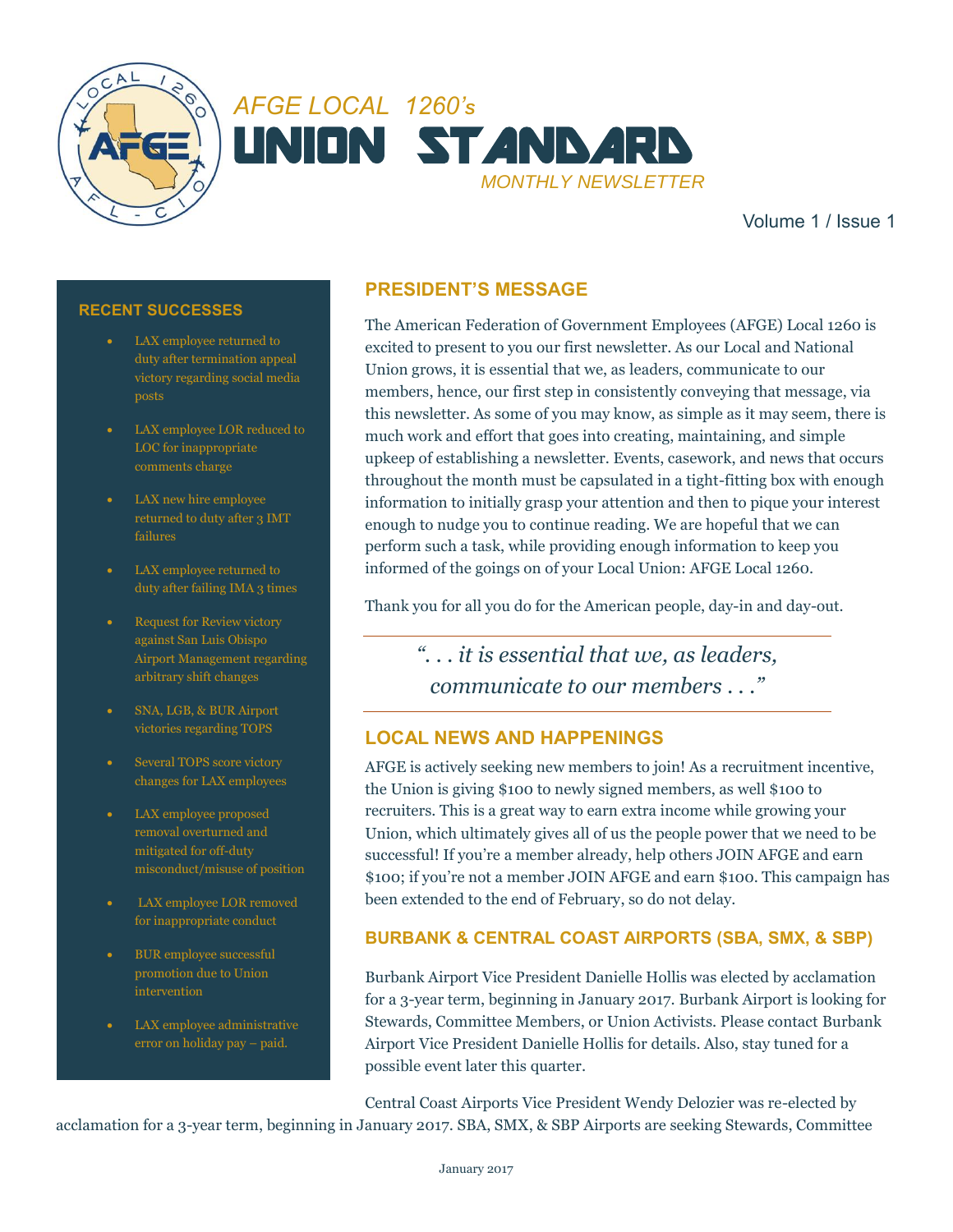# AFGE LOCAL 1260's UNION STANDARD

*MONTHLY NEWSLETTER*

Volume 1 / Issue 1

## PRESIDENT'S MESSAGE

The American Federation of Government Employees (AFGE) Local 1260 is excited to present to you our first newsletter. As our Local and National Union grows, it is essential that we, as leaders, communicate to our members, hence, our first step in consistently conveying that message, via this newsletter. As some of you may know, as simple as it may seem, there is much work and effort that goes into creating, maintaining, and simple upkeep of establishing a newsletter. Events, casework, and news that occurs throughout the month must be capsulated in a tight-fitting box with enough information to initially grasp your attention and then to pique your interest enough to nudge you to continue reading. We are hopeful that we can perform such a task, while providing enough information to keep you informed of the goings on of your Local Union: AFGE Local 1260.

Thank you for all you do for the American people, day-in and day-out.

> *". . . it is essential that we, as leaders, communicate to our members . . ."*

## LOCAL NEWS AND HAPPENINGS

AFGE is actively seeking new members to join! As a recruitment incentive, the Union is giving $100 to newly signed members, as well $100 to recruiters. This is a great way to earn extra income while growing your Union, which ultimately gives all of us the people power that we need to be successful! If you're a member already, help others JOIN AFGE and earn $100; if you're not a member JOIN AFGE and earn $100. This campaign has been extended to the end of February, so do not delay.

### BURBANK & CENTRAL COAST AIRPORTS (SBA, SMX, & SBP)

Burbank Airport Vice President Danielle Hollis was elected by acclamation for a 3-year term, beginning in January 2017. Burbank Airport is looking for Stewards, Committee Members, or Union Activists. Please contact Burbank Airport Vice President Danielle Hollis for details. Also, stay tuned for a possible event later this quarter.

Central Coast Airports Vice President Wendy Delozier was re-elected by acclamation for a 3-year term, beginning in January 2017. SBA, SMX, & SBP Airports are seeking Stewards, Committee

## RECENT SUCCESSES

- LAX employee returned to duty after termination appeal victory regarding social media posts
- LAX employee LOR reduced to LOC for inappropriate comments charge
- LAX new hire employee returned to duty after 3 IMT failures
- LAX employee returned to duty after failing IMA 3 times
- Request for Review victory against San Luis Obispo Airport Management regarding arbitrary shift changes
- SNA, LGB, & BUR Airport victories regarding TOPS
- Several TOPS score victory changes for LAX employees
- LAX employee proposed removal overturned and mitigated for off-duty misconduct/misuse of position
- LAX employee LOR removed for inappropriate conduct
- BUR employee successful promotion due to Union intervention
- LAX employee administrative error on holiday pay – paid.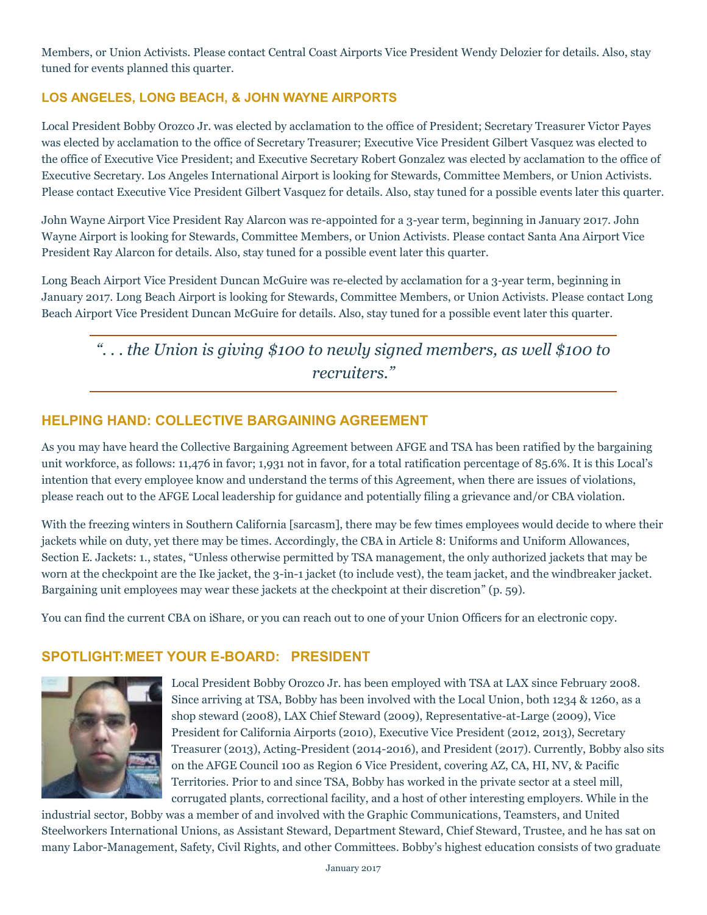Members, or Union Activists. Please contact Central Coast Airports Vice President Wendy Delozier for details. Also, stay tuned for events planned this quarter.

## LOS ANGELES, LONG BEACH, & JOHN WAYNE AIRPORTS

Local President Bobby Orozco Jr. was elected by acclamation to the office of President; Secretary Treasurer Victor Payes was elected by acclamation to the office of Secretary Treasurer; Executive Vice President Gilbert Vasquez was elected to the office of Executive Vice President; and Executive Secretary Robert Gonzalez was elected by acclamation to the office of Executive Secretary. Los Angeles International Airport is looking for Stewards, Committee Members, or Union Activists. Please contact Executive Vice President Gilbert Vasquez for details. Also, stay tuned for a possible events later this quarter.

John Wayne Airport Vice President Ray Alarcon was re-appointed for a 3-year term, beginning in January 2017. John Wayne Airport is looking for Stewards, Committee Members, or Union Activists. Please contact Santa Ana Airport Vice President Ray Alarcon for details. Also, stay tuned for a possible event later this quarter.

Long Beach Airport Vice President Duncan McGuire was re-elected by acclamation for a 3-year term, beginning in January 2017. Long Beach Airport is looking for Stewards, Committee Members, or Union Activists. Please contact Long Beach Airport Vice President Duncan McGuire for details. Also, stay tuned for a possible event later this quarter.

> *". . . the Union is giving $100 to newly signed members, as well $100 to recruiters."*

## HELPING HAND: COLLECTIVE BARGAINING AGREEMENT

As you may have heard the Collective Bargaining Agreement between AFGE and TSA has been ratified by the bargaining unit workforce, as follows: 11,476 in favor; 1,931 not in favor, for a total ratification percentage of 85.6%. It is this Local's intention that every employee know and understand the terms of this Agreement, when there are issues of violations, please reach out to the AFGE Local leadership for guidance and potentially filing a grievance and/or CBA violation.

With the freezing winters in Southern California [sarcasm], there may be few times employees would decide to where their jackets while on duty, yet there may be times. Accordingly, the CBA in Article 8: Uniforms and Uniform Allowances, Section E. Jackets: 1., states, "Unless otherwise permitted by TSA management, the only authorized jackets that may be worn at the checkpoint are the Ike jacket, the 3-in-1 jacket (to include vest), the team jacket, and the windbreaker jacket. Bargaining unit employees may wear these jackets at the checkpoint at their discretion" (p. 59).

You can find the current CBA on iShare, or you can reach out to one of your Union Officers for an electronic copy.

## SPOTLIGHT: MEET YOUR E-BOARD: PRESIDENT

Local President Bobby Orozco Jr. has been employed with TSA at LAX since February 2008. Since arriving at TSA, Bobby has been involved with the Local Union, both 1234 & 1260, as a shop steward (2008), LAX Chief Steward (2009), Representative-at-Large (2009), Vice President for California Airports (2010), Executive Vice President (2012, 2013), Secretary Treasurer (2013), Acting-President (2014-2016), and President (2017). Currently, Bobby also sits on the AFGE Council 100 as Region 6 Vice President, covering AZ, CA, HI, NV, & Pacific Territories. Prior to and since TSA, Bobby has worked in the private sector at a steel mill, corrugated plants, correctional facility, and a host of other interesting employers. While in the industrial sector, Bobby was a member of and involved with the Graphic Communications, Teamsters, and United Steelworkers International Unions, as Assistant Steward, Department Steward, Chief Steward, Trustee, and he has sat on many Labor-Management, Safety, Civil Rights, and other Committees. Bobby's highest education consists of two graduate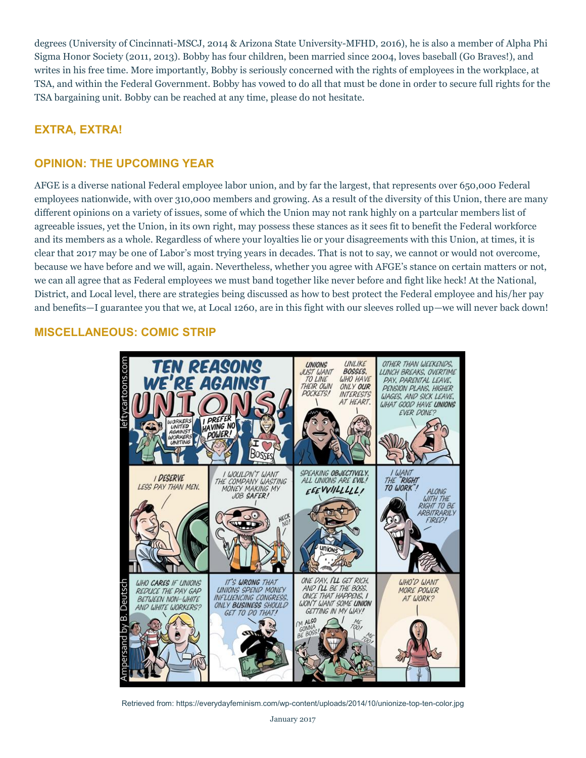degrees (University of Cincinnati-MSCJ, 2014 & Arizona State University-MFHD, 2016), he is also a member of Alpha Phi Sigma Honor Society (2011, 2013). Bobby has four children, been married since 2004, loves baseball (Go Braves!), and writes in his free time. More importantly, Bobby is seriously concerned with the rights of employees in the workplace, at TSA, and within the Federal Government. Bobby has vowed to do all that must be done in order to secure full rights for the TSA bargaining unit. Bobby can be reached at any time, please do not hesitate.

## EXTRA, EXTRA!

## OPINION: THE UPCOMING YEAR

AFGE is a diverse national Federal employee labor union, and by far the largest, that represents over 650,000 Federal employees nationwide, with over 310,000 members and growing. As a result of the diversity of this Union, there are many different opinions on a variety of issues, some of which the Union may not rank highly on a partcular members list of agreeable issues, yet the Union, in its own right, may possess these stances as it sees fit to benefit the Federal workforce and its members as a whole. Regardless of where your loyalties lie or your disagreements with this Union, at times, it is clear that 2017 may be one of Labor's most trying years in decades. That is not to say, we cannot or would not overcome, because we have before and we will, again. Nevertheless, whether you agree with AFGE's stance on certain matters or not, we can all agree that as Federal employees we must band together like never before and fight like heck! At the National, District, and Local level, there are strategies being discussed as how to best protect the Federal employee and his/her pay and benefits—I guarantee you that we, at Local 1260, are in this fight with our sleeves rolled up—we will never back down!

## MISCELLANEOUS: COMIC STRIP

Retrieved from: https://everydayfeminism.com/wp-content/uploads/2014/10/unionize-top-ten-color.jpg

January 2017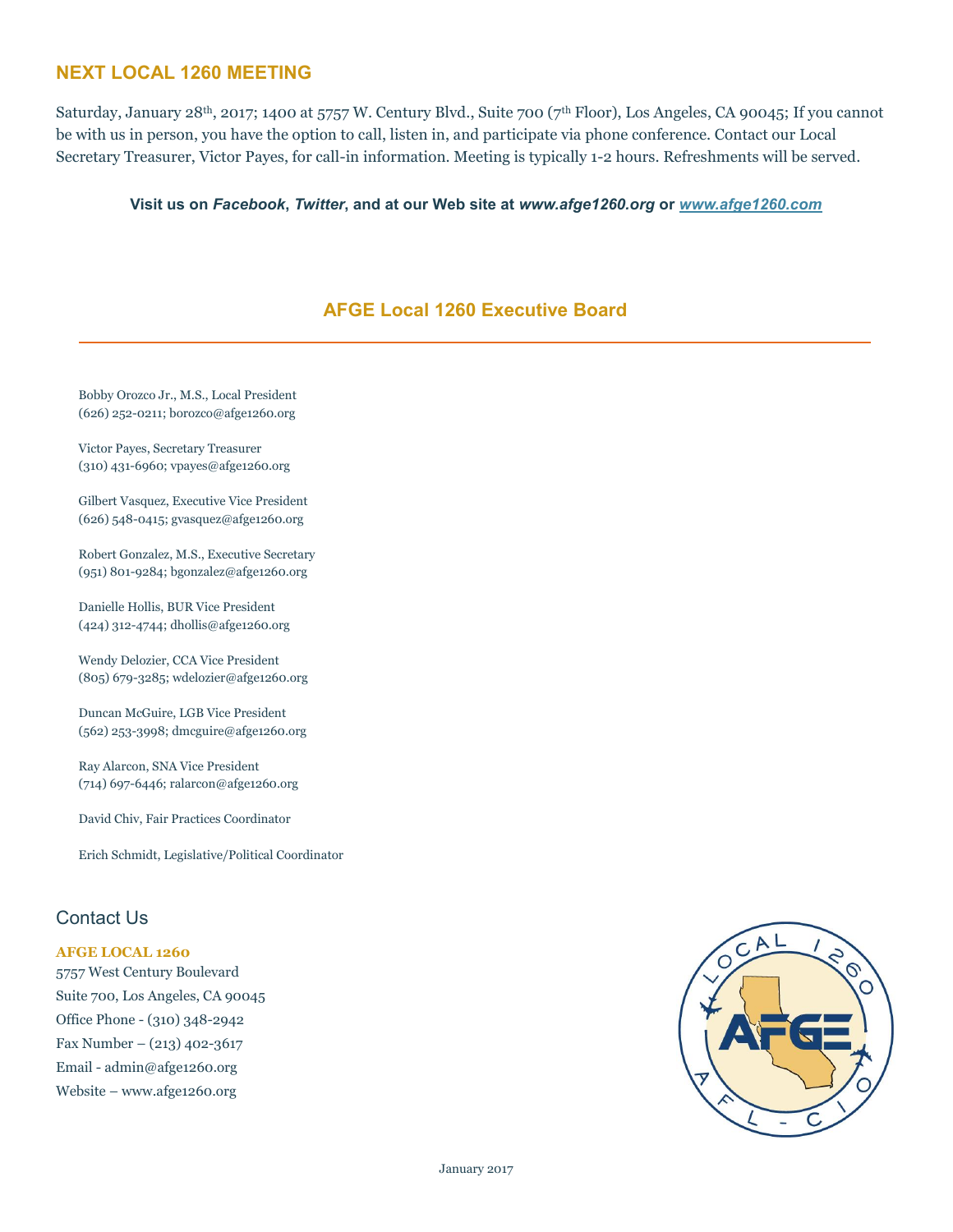## NEXT LOCAL 1260 MEETING

Saturday, January 28th, 2017; 1400 at 5757 W. Century Blvd., Suite 700 (7th Floor), Los Angeles, CA 90045; If you cannot be with us in person, you have the option to call, listen in, and participate via phone conference. Contact our Local Secretary Treasurer, Victor Payes, for call-in information. Meeting is typically 1-2 hours. Refreshments will be served.

**Visit us on *Facebook*, *Twitter*, and at our Web site at *www.afge1260.org* or *www.afge1260.com***

## AFGE Local 1260 Executive Board

Bobby Orozco Jr., M.S., Local President
(626) 252-0211; borozco@afge1260.org

Victor Payes, Secretary Treasurer
(310) 431-6960; vpayes@afge1260.org

Gilbert Vasquez, Executive Vice President
(626) 548-0415; gvasquez@afge1260.org

Robert Gonzalez, M.S., Executive Secretary
(951) 801-9284; bgonzalez@afge1260.org

Danielle Hollis, BUR Vice President
(424) 312-4744; dhollis@afge1260.org

Wendy Delozier, CCA Vice President
(805) 679-3285; wdelozier@afge1260.org

Duncan McGuire, LGB Vice President
(562) 253-3998; dmcguire@afge1260.org

Ray Alarcon, SNA Vice President
(714) 697-6446; ralarcon@afge1260.org

David Chiv, Fair Practices Coordinator

Erich Schmidt, Legislative/Political Coordinator

## Contact Us

**AFGE LOCAL 1260**
5757 West Century Boulevard
Suite 700, Los Angeles, CA 90045
Office Phone - (310) 348-2942
Fax Number – (213) 402-3617
Email - admin@afge1260.org
Website – www.afge1260.org

January 2017